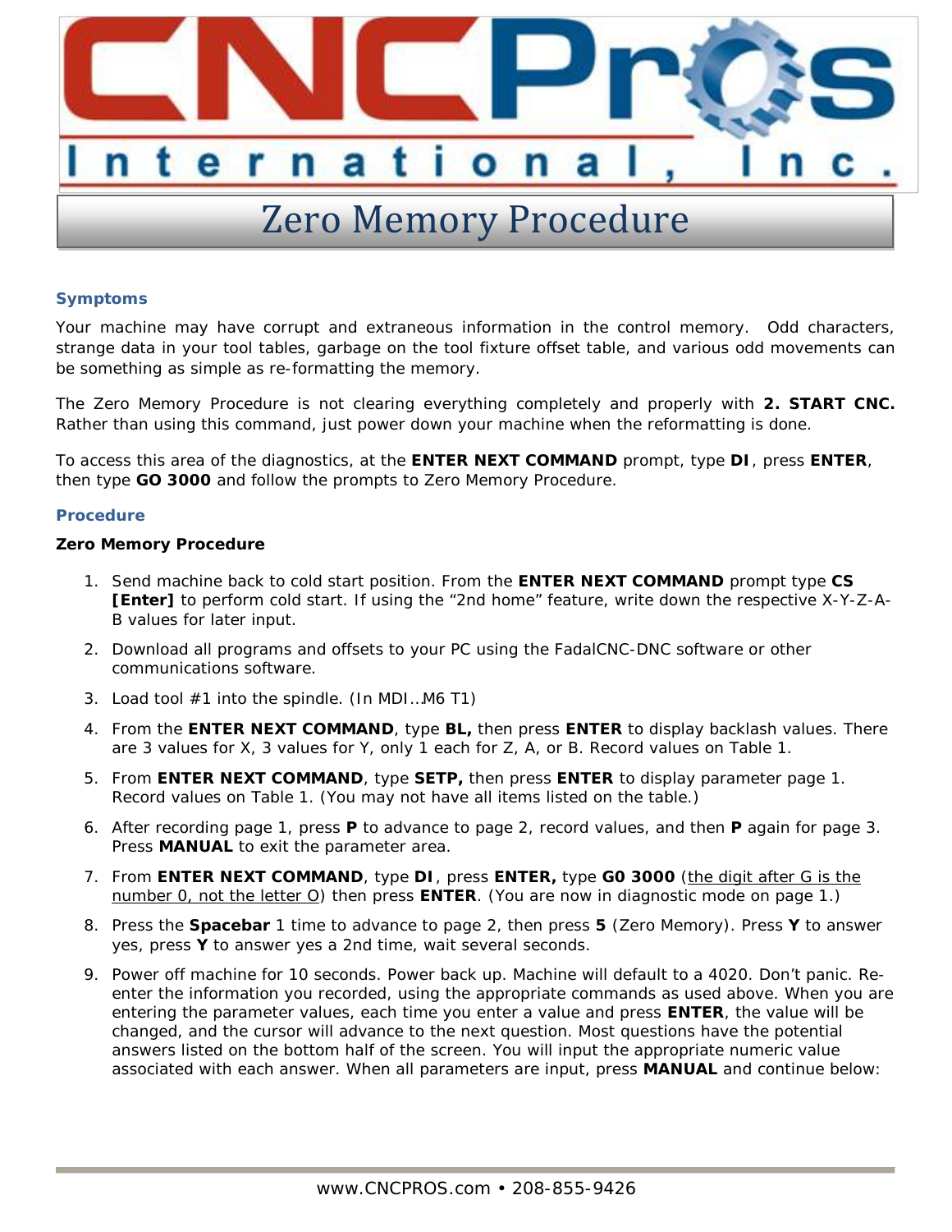# CNCPros International, Inc.

# Zero Memory Procedure

### Symptoms

Your machine may have corrupt and extraneous information in the control memory. Odd characters, strange data in your tool tables, garbage on the tool fixture offset table, and various odd movements can be something as simple as re-formatting the memory.

The Zero Memory Procedure is not clearing everything completely and properly with **2. START CNC.** Rather than using this command, just power down your machine when the reformatting is done.

To access this area of the diagnostics, at the **ENTER NEXT COMMAND** prompt, type **DI**, press **ENTER**, then type **GO 3000** and follow the prompts to Zero Memory Procedure.

### Procedure

**Zero Memory Procedure**

1. Send machine back to cold start position. From the **ENTER NEXT COMMAND** prompt type **CS [Enter]** to perform cold start. If using the “2nd home” feature, write down the respective X-Y-Z-A-B values for later input.
2. Download all programs and offsets to your PC using the FadalCNC-DNC software or other communications software.
3. Load tool #1 into the spindle. (In MDI…M6 T1)
4. From the **ENTER NEXT COMMAND**, type **BL,** then press **ENTER** to display backlash values. There are 3 values for X, 3 values for Y, only 1 each for Z, A, or B. Record values on Table 1.
5. From **ENTER NEXT COMMAND**, type **SETP,** then press **ENTER** to display parameter page 1. Record values on Table 1. (You may not have all items listed on the table.)
6. After recording page 1, press **P** to advance to page 2, record values, and then **P** again for page 3. Press **MANUAL** to exit the parameter area.
7. From **ENTER NEXT COMMAND**, type **DI**, press **ENTER,** type **G0 3000** (<u>the digit after G is the number 0, not the letter O</u>) then press **ENTER**. (You are now in diagnostic mode on page 1.)
8. Press the **Spacebar** 1 time to advance to page 2, then press **5** (Zero Memory). Press **Y** to answer yes, press **Y** to answer yes a 2nd time, wait several seconds.
9. Power off machine for 10 seconds. Power back up. Machine will default to a 4020. Don’t panic. Re-enter the information you recorded, using the appropriate commands as used above. When you are entering the parameter values, each time you enter a value and press **ENTER**, the value will be changed, and the cursor will advance to the next question. Most questions have the potential answers listed on the bottom half of the screen. You will input the appropriate numeric value associated with each answer. When all parameters are input, press **MANUAL** and continue below: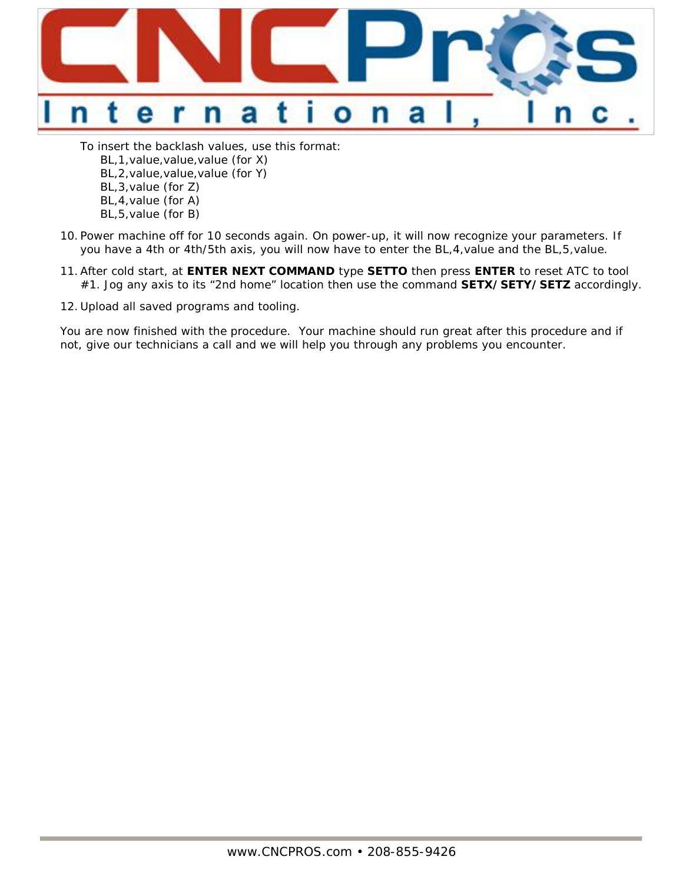To insert the backlash values, use this format:

BL,1,value,value,value (for X)
BL,2,value,value,value (for Y)
BL,3,value (for Z)
BL,4,value (for A)
BL,5,value (for B)

10. Power machine off for 10 seconds again. On power-up, it will now recognize your parameters. If you have a 4th or 4th/5th axis, you will now have to enter the BL,4,value and the BL,5,value.
11. After cold start, at **ENTER NEXT COMMAND** type **SETTO** then press **ENTER** to reset ATC to tool #1. Jog any axis to its "2nd home" location then use the command **SETX/SETY/SETZ** accordingly.
12. Upload all saved programs and tooling.

You are now finished with the procedure. Your machine should run great after this procedure and if not, give our technicians a call and we will help you through any problems you encounter.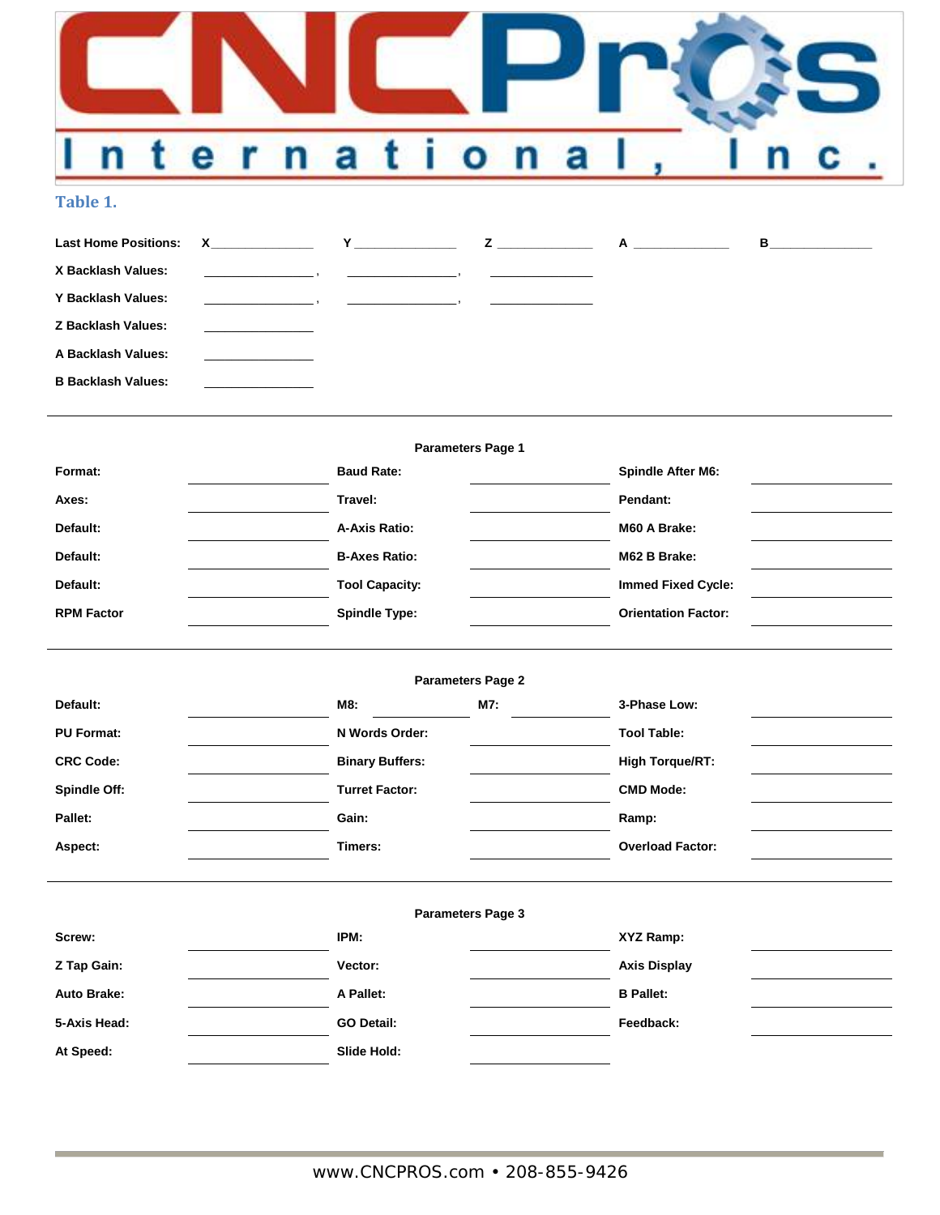## Table 1.

| | | | | | |
|---|---|---|---|---|---|
| **Last Home Positions:** | X ______ | Y ______ | Z ______ | A ______ | B ______ |
| **X Backlash Values:** | ______ , | ______ , | ______ | | |
| **Y Backlash Values:** | ______ , | ______ , | ______ | | |
| **Z Backlash Values:** | ______ | | | | |
| **A Backlash Values:** | ______ | | | | |
| **B Backlash Values:** | ______ | | | | |

---

**Parameters Page 1**

| | | | | | |
|---|---|---|---|---|---|
| **Format:** | ______ | **Baud Rate:** | ______ | **Spindle After M6:** | ______ |
| **Axes:** | ______ | **Travel:** | ______ | **Pendant:** | ______ |
| **Default:** | ______ | **A-Axis Ratio:** | ______ | **M60 A Brake:** | ______ |
| **Default:** | ______ | **B-Axes Ratio:** | ______ | **M62 B Brake:** | ______ |
| **Default:** | ______ | **Tool Capacity:** | ______ | **Immed Fixed Cycle:** | ______ |
| **RPM Factor** | ______ | **Spindle Type:** | ______ | **Orientation Factor:** | ______ |

---

**Parameters Page 2**

| | | | | | |
|---|---|---|---|---|---|
| **Default:** | ______ | **M8:** ______ | **M7:** ______ | **3-Phase Low:** | ______ |
| **PU Format:** | ______ | **N Words Order:** | ______ | **Tool Table:** | ______ |
| **CRC Code:** | ______ | **Binary Buffers:** | ______ | **High Torque/RT:** | ______ |
| **Spindle Off:** | ______ | **Turret Factor:** | ______ | **CMD Mode:** | ______ |
| **Pallet:** | ______ | **Gain:** | ______ | **Ramp:** | ______ |
| **Aspect:** | ______ | **Timers:** | ______ | **Overload Factor:** | ______ |

---

**Parameters Page 3**

| | | | | | |
|---|---|---|---|---|---|
| **Screw:** | ______ | **IPM:** | ______ | **XYZ Ramp:** | ______ |
| **Z Tap Gain:** | ______ | **Vector:** | ______ | **Axis Display** | ______ |
| **Auto Brake:** | ______ | **A Pallet:** | ______ | **B Pallet:** | ______ |
| **5-Axis Head:** | ______ | **GO Detail:** | ______ | **Feedback:** | ______ |
| **At Speed:** | ______ | **Slide Hold:** | ______ | | |